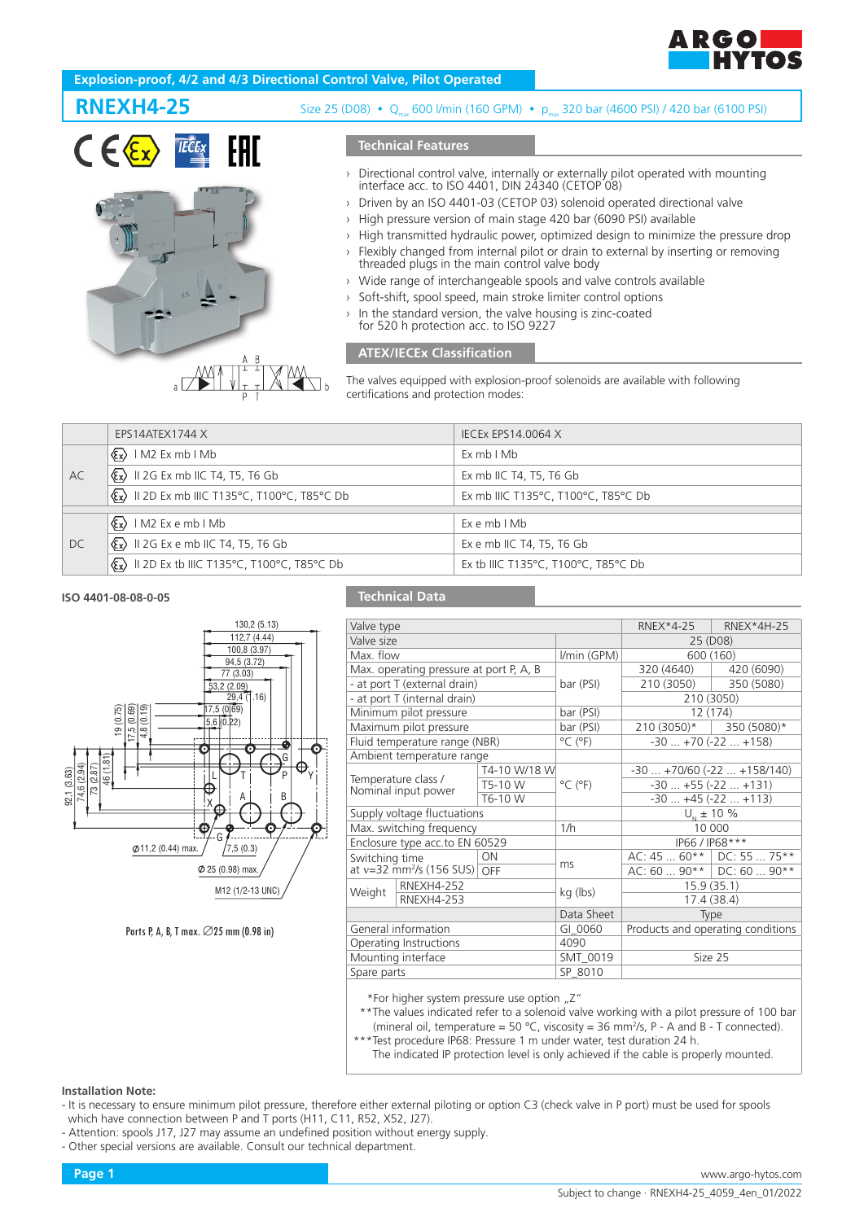## Explosion-proof, 4/2 and 4/3 Directional Control Valve, Pilot Operated

# RNEXH4-25

Size 25 (D08) • $Q_{max}$ 600 l/min (160 GPM) • $p_{max}$ 320 bar (4600 PSI) / 420 bar (6100 PSI)

### Technical Features

- Directional control valve, internally or externally pilot operated with mounting interface acc. to ISO 4401, DIN 24340 (CETOP 08)
- Driven by an ISO 4401-03 (CETOP 03) solenoid operated directional valve
- High pressure version of main stage 420 bar (6090 PSI) available
- High transmitted hydraulic power, optimized design to minimize the pressure drop
- Flexibly changed from internal pilot or drain to external by inserting or removing threaded plugs in the main control valve body
- Wide range of interchangeable spools and valve controls available
- Soft-shift, spool speed, main stroke limiter control options
- In the standard version, the valve housing is zinc-coated for 520 h protection acc. to ISO 9227

### ATEX/IECEx Classification

The valves equipped with explosion-proof solenoids are available with following certifications and protection modes:

| | EPS14ATEX1744 X | IECEx EPS14.0064 X |
|---|---|---|
| AC | I M2 Ex mb I Mb | Ex mb I Mb |
| | II 2G Ex mb IIC T4, T5, T6 Gb | Ex mb IIC T4, T5, T6 Gb |
| | II 2D Ex mb IIIC T135°C, T100°C, T85°C Db | Ex mb IIIC T135°C, T100°C, T85°C Db |
| DC | I M2 Ex e mb I Mb | Ex e mb I Mb |
| | II 2G Ex e mb IIC T4, T5, T6 Gb | Ex e mb IIC T4, T5, T6 Gb |
| | II 2D Ex tb IIIC T135°C, T100°C, T85°C Db | Ex tb IIIC T135°C, T100°C, T85°C Db |

**ISO 4401-08-08-0-05**

Ports P, A, B, T max. ∅25 mm (0.98 in)

### Technical Data

| Valve type | | | RNEX*4-25 | RNEX*4H-25 |
|---|---|---|---|---|
| Valve size | | | 25 (D08) | |
| Max. flow | | l/min (GPM) | 600 (160) | |
| Max. operating pressure at port P, A, B | | bar (PSI) | 320 (4640) | 420 (6090) |
| - at port T (external drain) | | | 210 (3050) | 350 (5080) |
| - at port T (internal drain) | | | 210 (3050) | |
| Minimum pilot pressure | | bar (PSI) | 12 (174) | |
| Maximum pilot pressure | | bar (PSI) | 210 (3050)* | 350 (5080)* |
| Fluid temperature range (NBR) | | °C (°F) | -30 ... +70 (-22 ... +158) | |
| Ambient temperature range | | | | |
| Temperature class / Nominal input power | T4-10 W/18 W | °C (°F) | -30 ... +70/60 (-22 ... +158/140) | |
| | T5-10 W | | -30 ... +55 (-22 ... +131) | |
| | T6-10 W | | -30 ... +45 (-22 ... +113) | |
| Supply voltage fluctuations | | | $U_N$ ± 10 % | |
| Max. switching frequency | | 1/h | 10 000 | |
| Enclosure type acc.to EN 60529 | | | IP66 / IP68*** | |
| Switching time at v=32 mm²/s (156 SUS) | ON | ms | AC: 45 ... 60** | DC: 55 ... 75** |
| | OFF | | AC: 60 ... 90** | DC: 60 ... 90** |
| Weight | RNEXH4-252 | kg (lbs) | 15.9 (35.1) | |
| | RNEXH4-253 | | 17.4 (38.4) | |
| | | Data Sheet | Type | |
| General information | | GI_0060 | Products and operating conditions | |
| Operating Instructions | | 4090 | | |
| Mounting interface | | SMT_0019 | Size 25 | |
| Spare parts | | SP_8010 | | |

*For higher system pressure use option „Z“
**The values indicated refer to a solenoid valve working with a pilot pressure of 100 bar (mineral oil, temperature = 50 °C, viscosity = 36 mm²/s, P - A and B - T connected).
***Test procedure IP68: Pressure 1 m under water, test duration 24 h.
The indicated IP protection level is only achieved if the cable is properly mounted.

**Installation Note:**

- It is necessary to ensure minimum pilot pressure, therefore either external piloting or option C3 (check valve in P port) must be used for spools which have connection between P and T ports (H11, C11, R52, X52, J27).
- Attention: spools J17, J27 may assume an undefined position without energy supply.
- Other special versions are available. Consult our technical department.

Subject to change · RNEXH4-25_4059_4en_01/2022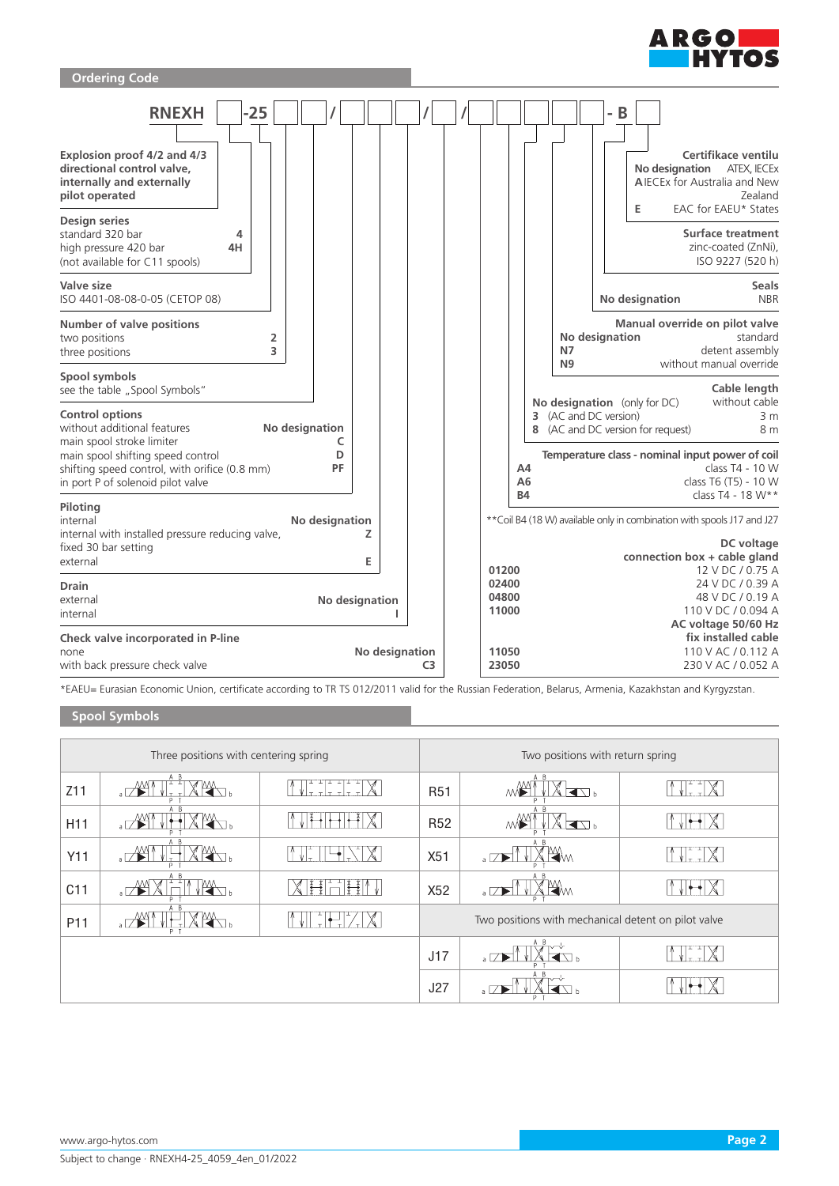## Ordering Code

RNEXH [ ] -25 [ ] [ ] / [ ] [ ] [ ] / [ ] / [ ] [ ] [ ] [ ] - B [ ]

**Explosion proof 4/2 and 4/3 directional control valve, internally and externally pilot operated**

| **Design series** | |
|---|---|
| standard 320 bar | 4 |
| high pressure 420 bar (not available for C11 spools) | 4H |

**Valve size**
ISO 4401-08-08-0-05 (CETOP 08)

| **Number of valve positions** | |
|---|---|
| two positions | 2 |
| three positions | 3 |

**Spool symbols**
see the table „Spool Symbols"

| **Control options** | |
|---|---|
| without additional features | No designation |
| main spool stroke limiter | C |
| main spool shifting speed control | D |
| shifting speed control, with orifice (0.8 mm) in port P of solenoid pilot valve | PF |

| **Piloting** | |
|---|---|
| internal | No designation |
| internal with installed pressure reducing valve, fixed 30 bar setting | Z |
| external | E |

| **Drain** | |
|---|---|
| external | No designation |
| internal | I |

| **Check valve incorporated in P-line** | |
|---|---|
| none | No designation |
| with back pressure check valve | C3 |

| **Certifikace ventilu** | |
|---|---|
| No designation | ATEX, IECEx |
| A | IECEx for Australia and New Zealand |
| E | EAC for EAEU* States |

**Surface treatment**
zinc-coated (ZnNi), ISO 9227 (520 h)

| **Seals** | |
|---|---|
| No designation | NBR |

| **Manual override on pilot valve** | |
|---|---|
| No designation | standard |
| N7 | detent assembly |
| N9 | without manual override |

| **Cable length** | |
|---|---|
| No designation (only for DC) | without cable |
| 3 (AC and DC version) | 3 m |
| 8 (AC and DC version for request) | 8 m |

| **Temperature class - nominal input power of coil** | |
|---|---|
| A4 | class T4 - 10 W |
| A6 | class T6 (T5) - 10 W |
| B4 | class T4 - 18 W** |

**Coil B4 (18 W) available only in combination with spools J17 and J27

| **DC voltage connection box + cable gland** | |
|---|---|
| 01200 | 12 V DC / 0.75 A |
| 02400 | 24 V DC / 0.39 A |
| 04800 | 48 V DC / 0.19 A |
| 11000 | 110 V DC / 0.094 A |
| **AC voltage 50/60 Hz fix installed cable** | |
| 11050 | 110 V AC / 0.112 A |
| 23050 | 230 V AC / 0.052 A |

*EAEU= Eurasian Economic Union, certificate according to TR TS 012/2011 valid for the Russian Federation, Belarus, Armenia, Kazakhstan and Kyrgyzstan.

## Spool Symbols

| Three positions with centering spring | | | Two positions with return spring | | |
|---|---|---|---|---|---|
| Z11 | | | R51 | | |
| H11 | | | R52 | | |
| Y11 | | | X51 | | |
| C11 | | | X52 | | |
| P11 | | | Two positions with mechanical detent on pilot valve | | |
| | | | J17 | | |
| | | | J27 | | |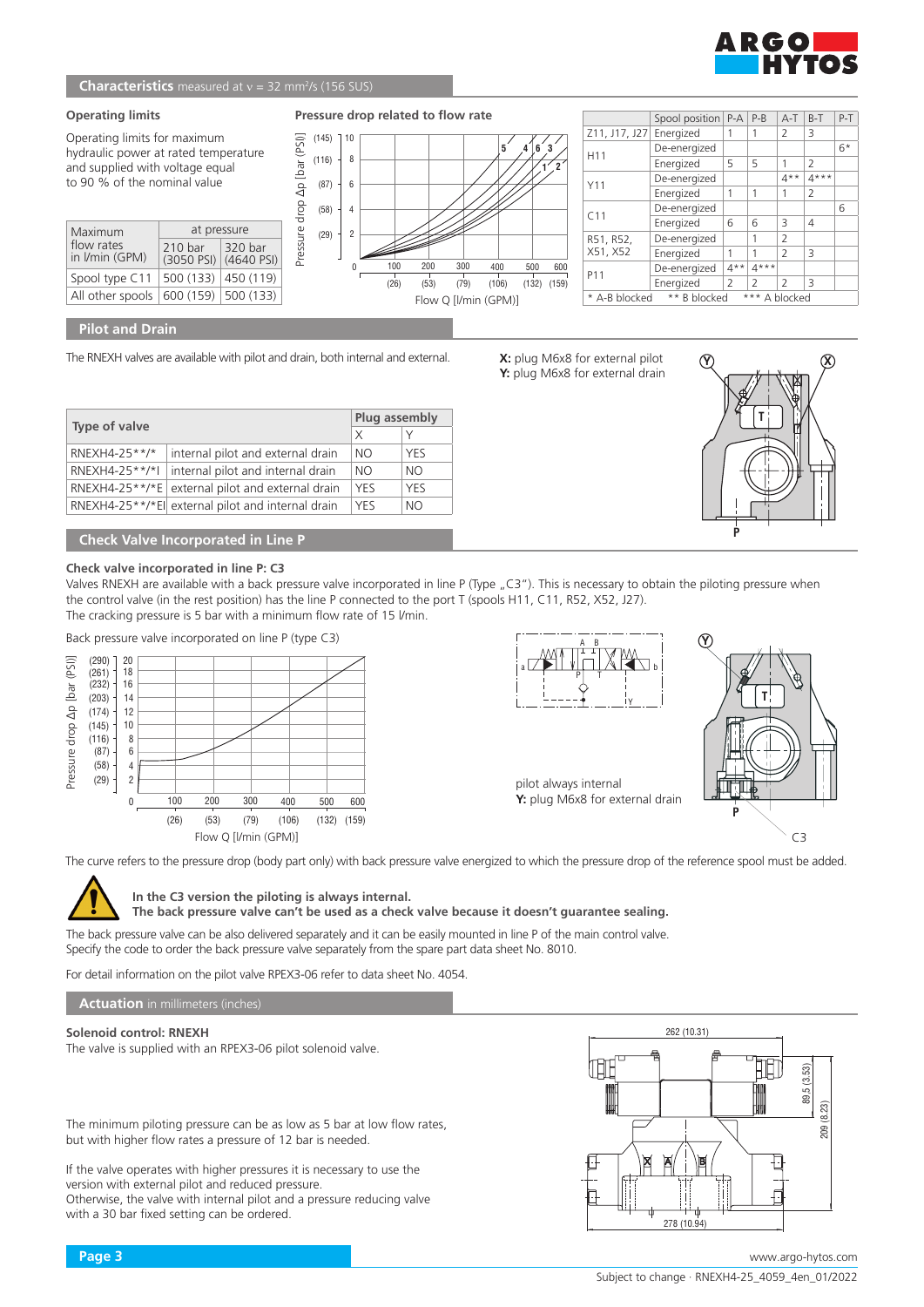## Characteristics measured at ν = 32 mm²/s (156 SUS)

### Operating limits

Operating limits for maximum hydraulic power at rated temperature and supplied with voltage equal to 90 % of the nominal value

| Maximum flow rates in l/min (GPM) | at pressure | |
|---|---|---|
| | 210 bar (3050 PSI) | 320 bar (4640 PSI) |
| Spool type C11 | 500 (133) | 450 (119) |
| All other spools | 600 (159) | 500 (133) |

### Pressure drop related to flow rate

| Spool position | | P-A | P-B | A-T | B-T | P-T |
|---|---|---|---|---|---|---|
| Z11, J17, J27 | Energized | 1 | 1 | 2 | 3 | |
| H11 | De-energized | | | | | 6* |
| | Energized | 5 | 5 | 1 | 2 | |
| Y11 | De-energized | | | 4** | 4*** | |
| | Energized | 1 | 1 | 1 | 2 | |
| C11 | De-energized | | | | | 6 |
| | Energized | 6 | 6 | 3 | 4 | |
| R51, R52, X51, X52 | De-energized | | 1 | 2 | | |
| | Energized | 1 | 1 | 2 | 3 | |
| P11 | De-energized | 4** | 4*** | | | |
| | Energized | 2 | 2 | 2 | 3 | |

\* A-B blocked  ** B blocked  *** A blocked

## Pilot and Drain

The RNEXH valves are available with pilot and drain, both internal and external.

**X:** plug M6x8 for external pilot
**Y:** plug M6x8 for external drain

| Type of valve | | Plug assembly | |
|---|---|---|---|
| | | X | Y |
| RNEXH4-25**/* | internal pilot and external drain | NO | YES |
| RNEXH4-25**/*I | internal pilot and internal drain | NO | NO |
| RNEXH4-25**/*E | external pilot and external drain | YES | YES |
| RNEXH4-25**/*EI | external pilot and internal drain | YES | NO |

## Check Valve Incorporated in Line P

**Check valve incorporated in line P: C3**

Valves RNEXH are available with a back pressure valve incorporated in line P (Type „C3"). This is necessary to obtain the piloting pressure when the control valve (in the rest position) has the line P connected to the port T (spools H11, C11, R52, X52, J27).
The cracking pressure is 5 bar with a minimum flow rate of 15 l/min.

Back pressure valve incorporated on line P (type C3)

pilot always internal
**Y:** plug M6x8 for external drain

The curve refers to the pressure drop (body part only) with back pressure valve energized to which the pressure drop of the reference spool must be added.

**In the C3 version the piloting is always internal.**
**The back pressure valve can't be used as a check valve because it doesn't guarantee sealing.**

The back pressure valve can be also delivered separately and it can be easily mounted in line P of the main control valve.
Specify the code to order the back pressure valve separately from the spare part data sheet No. 8010.

For detail information on the pilot valve RPEX3-06 refer to data sheet No. 4054.

## Actuation in millimeters (inches)

**Solenoid control: RNEXH**

The valve is supplied with an RPEX3-06 pilot solenoid valve.

The minimum piloting pressure can be as low as 5 bar at low flow rates, but with higher flow rates a pressure of 12 bar is needed.

If the valve operates with higher pressures it is necessary to use the version with external pilot and reduced pressure.
Otherwise, the valve with internal pilot and a pressure reducing valve with a 30 bar fixed setting can be ordered.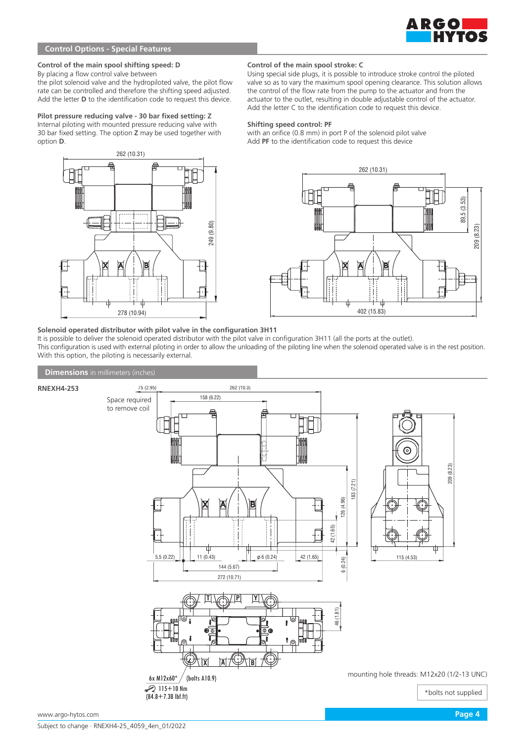## Control Options - Special Features

**Control of the main spool shifting speed: D**
By placing a flow control valve between
the pilot solenoid valve and the hydropiloted valve, the pilot flow rate can be controlled and therefore the shifting speed adjusted. Add the letter **D** to the identification code to request this device.

**Pilot pressure reducing valve - 30 bar fixed setting: Z**
Internal piloting with mounted pressure reducing valve with 30 bar fixed setting. The option **Z** may be used together with option **D**.

**Control of the main spool stroke: C**
Using special side plugs, it is possible to introduce stroke control the piloted valve so as to vary the maximum spool opening clearance. This solution allows the control of the flow rate from the pump to the actuator and from the actuator to the outlet, resulting in double adjustable control of the actuator. Add the letter C to the identification code to request this device.

**Shifting speed control: PF**
with an orifice (0.8 mm) in port P of the solenoid pilot valve
Add **PF** to the identification code to request this device

262 (10.31)
249 (9.80)
278 (10.94)

262 (10.31)
89.5 (3.53)
209 (8.23)
402 (15.83)

**Solenoid operated distributor with pilot valve in the configuration 3H11**
It is possible to deliver the solenoid operated distributor with the pilot valve in configuration 3H11 (all the ports at the outlet).
This configuration is used with external piloting in order to allow the unloading of the piloting line when the solenoid operated valve is in the rest position. With this option, the piloting is necessarily external.

## Dimensions in millimeters (inches)

**RNEXH4-253**

Space required to remove coil
75 (2.95)
262 (10.3)
158 (6.22)
183 (7.21)
126 (4.96)
42 (1.65)
6 (0.24)
5,5 (0.22)
11 (0.43)
ϕ 6 (0.24)
42 (1.65)
144 (5.67)
272 (10.71)
209 (8.23)
115 (4.53)
46 (1.81)

6x M12x60* (bolts A10.9)
115+10 Nm
(84.8+7.38 lbf.ft)

mounting hole threads: M12x20 (1/2-13 UNC)

*bolts not supplied